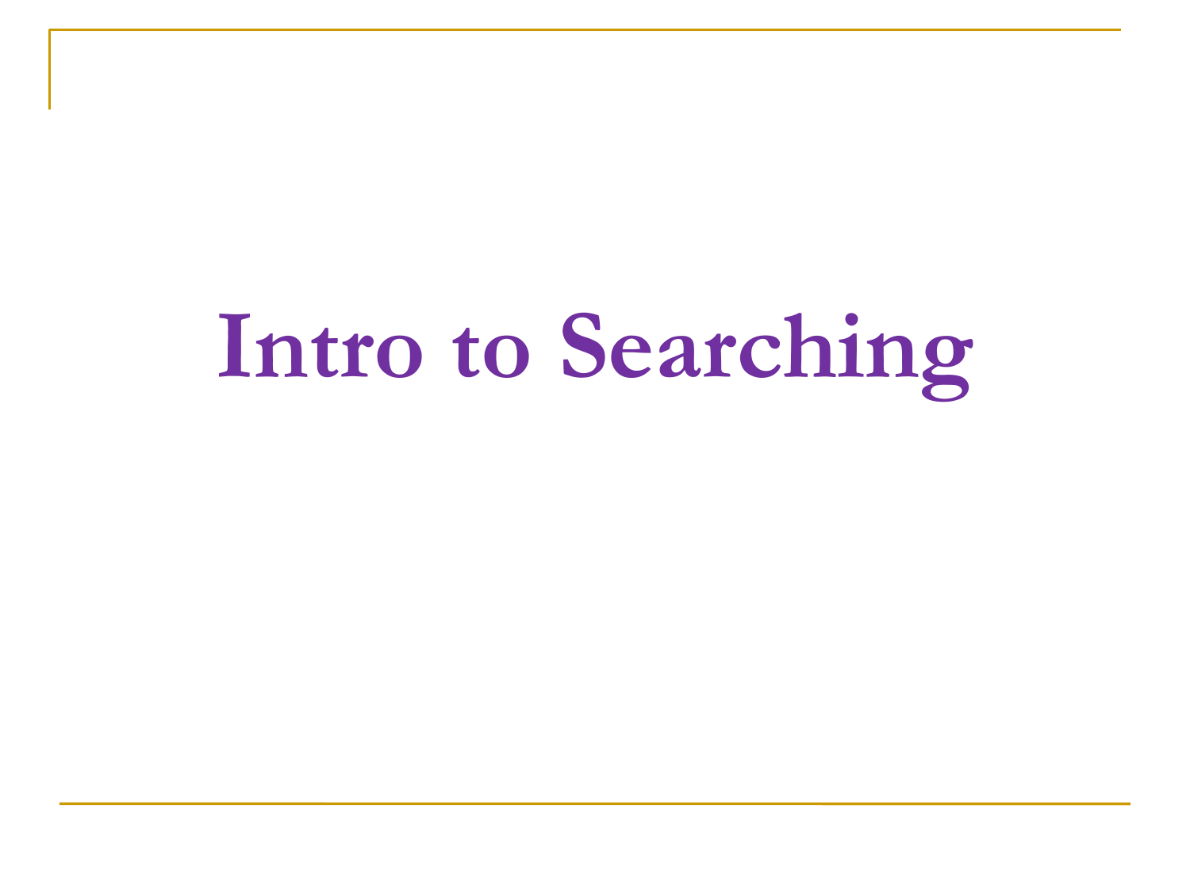# Intro to Searching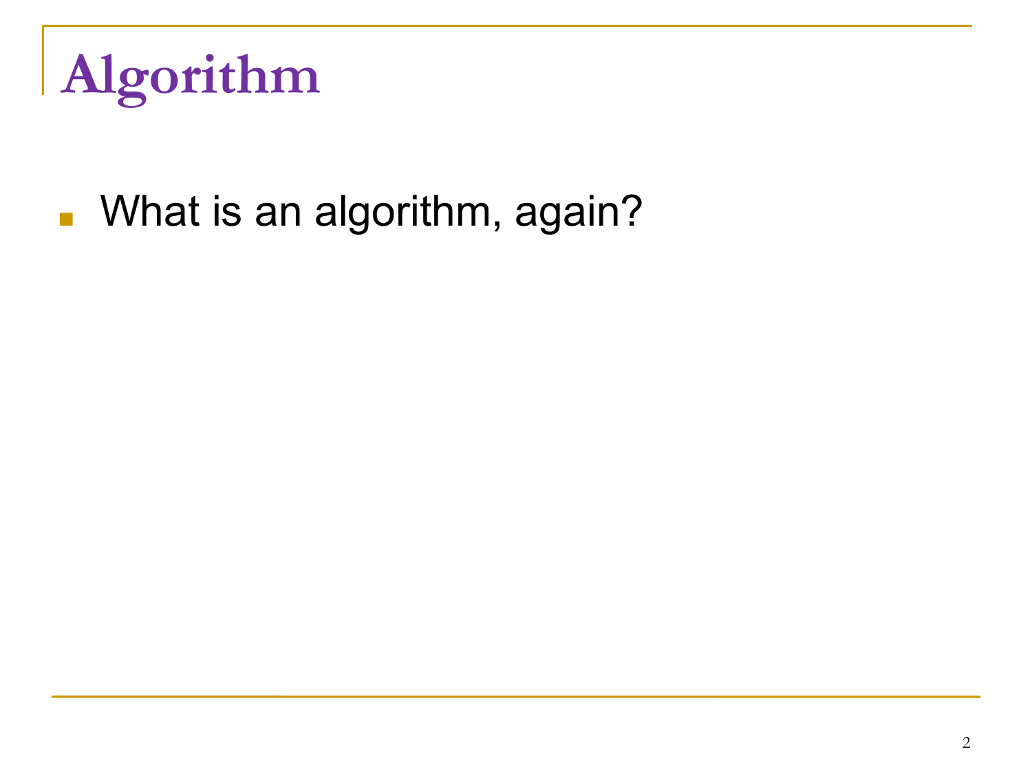# Algorithm

- What is an algorithm, again?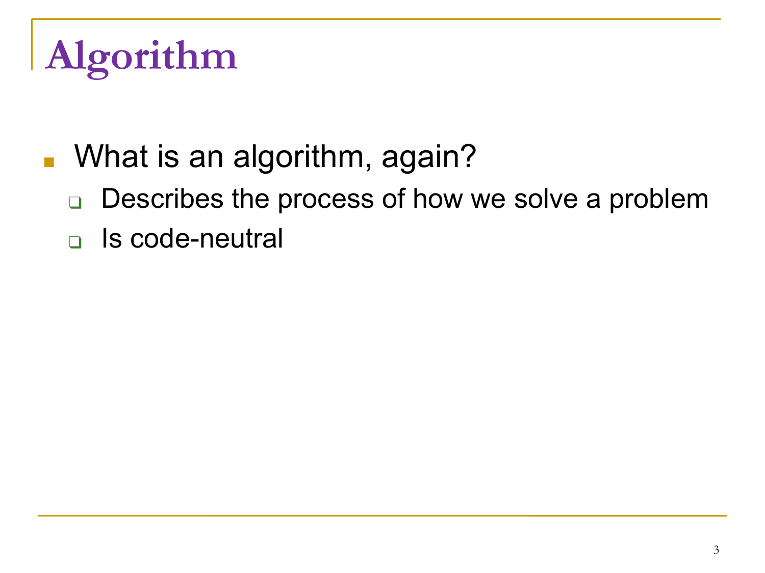# Algorithm

- What is an algorithm, again?
  - Describes the process of how we solve a problem
  - Is code-neutral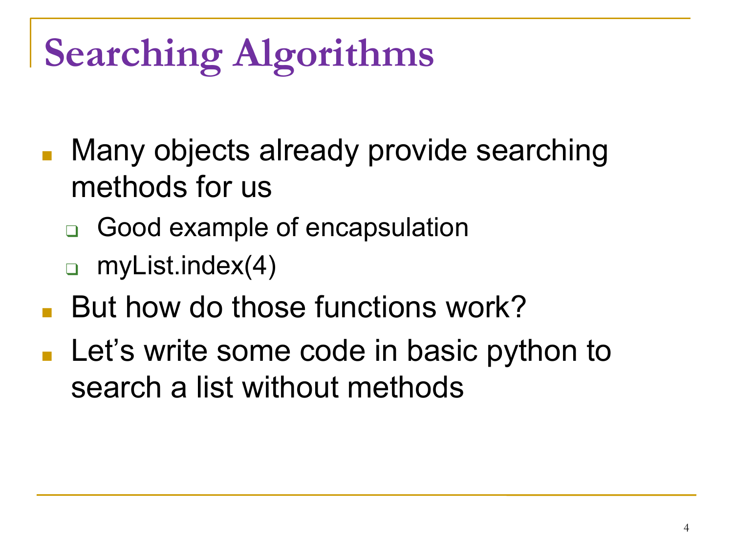# Searching Algorithms

- Many objects already provide searching methods for us
  - Good example of encapsulation
  - myList.index(4)
- But how do those functions work?
- Let's write some code in basic python to search a list without methods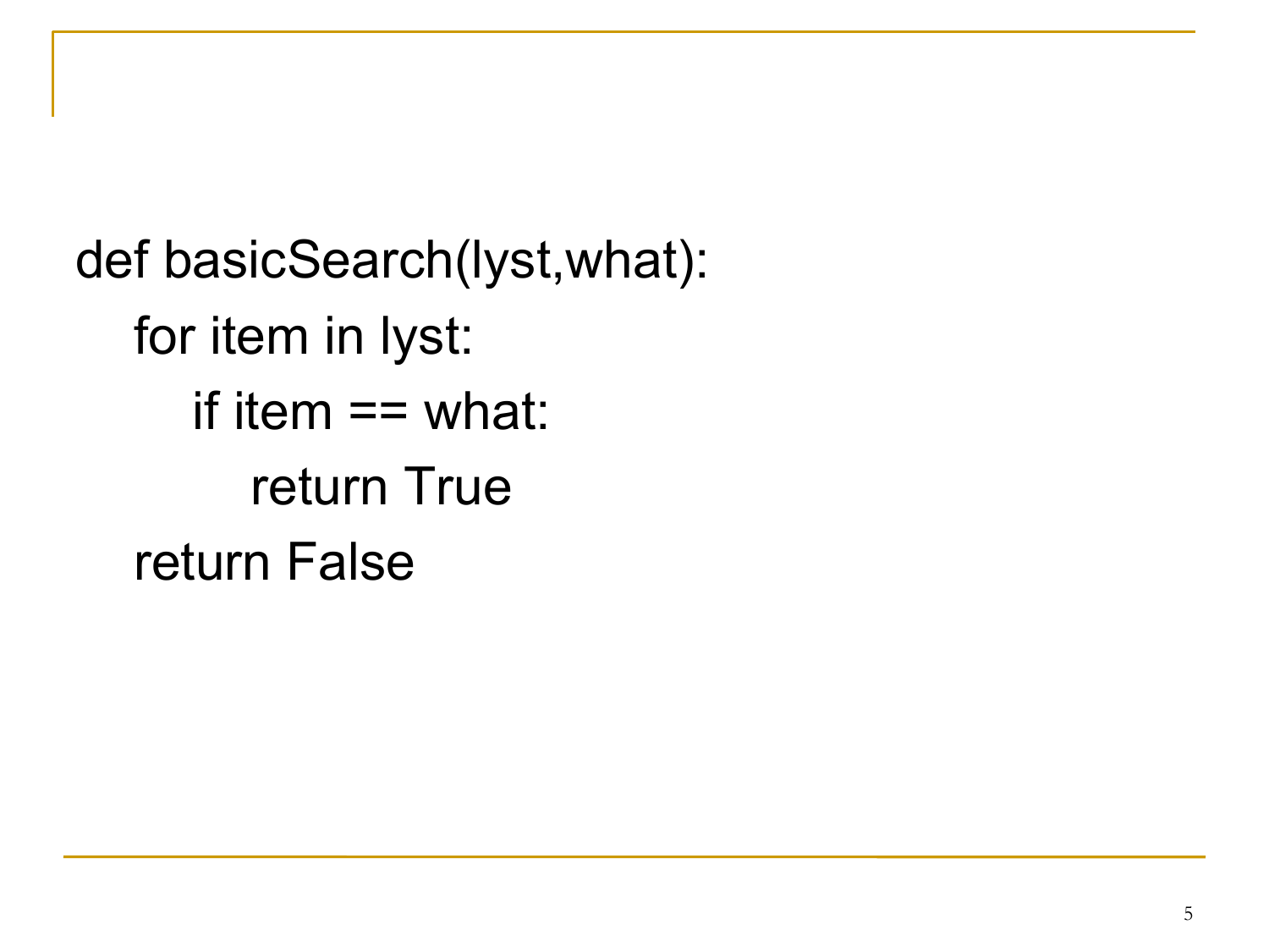```
def basicSearch(lyst,what):
    for item in lyst:
        if item == what:
            return True
    return False
```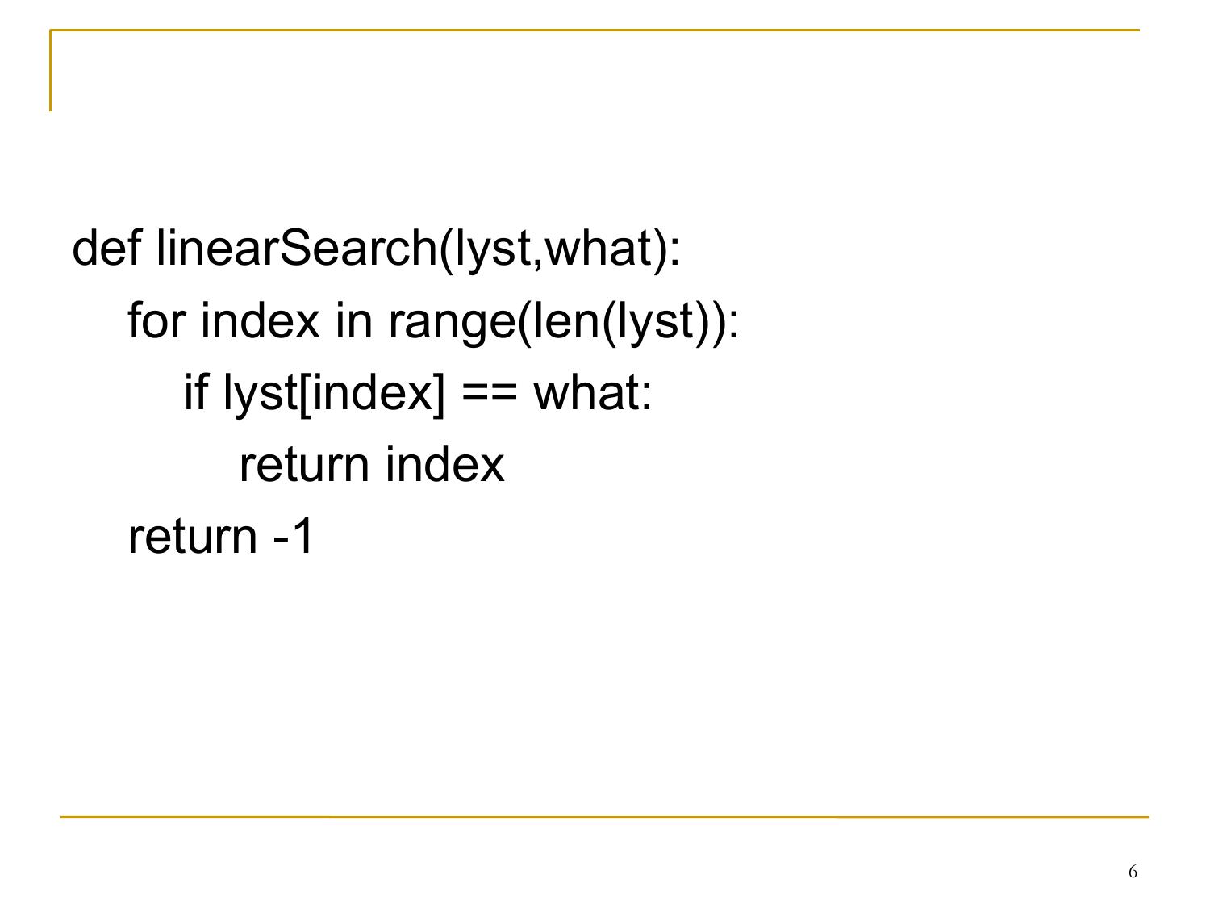```
def linearSearch(lyst,what):
    for index in range(len(lyst)):
        if lyst[index] == what:
            return index
    return -1
```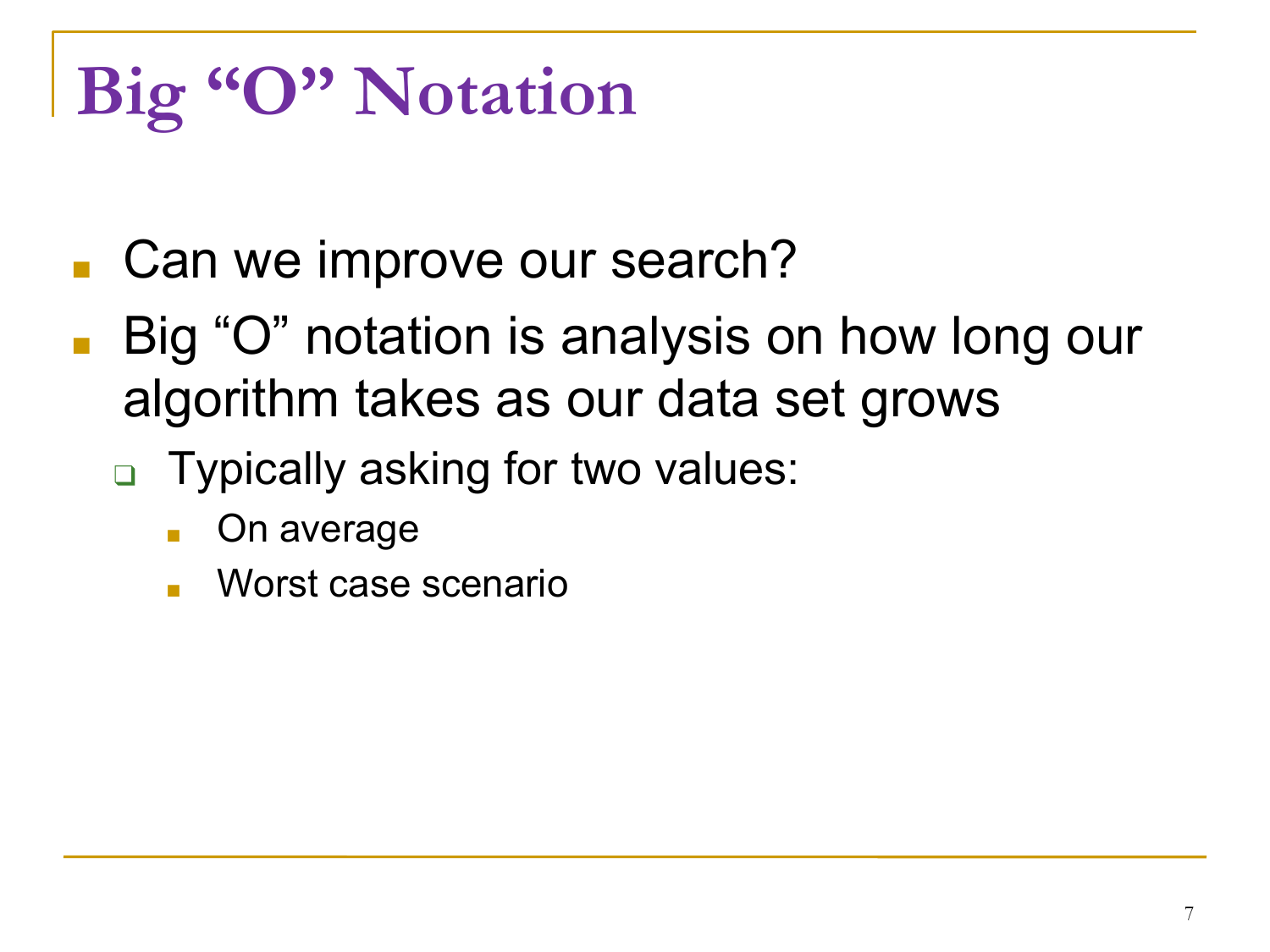# Big “O” Notation

- Can we improve our search?
- Big “O” notation is analysis on how long our algorithm takes as our data set grows
  - Typically asking for two values:
    - On average
    - Worst case scenario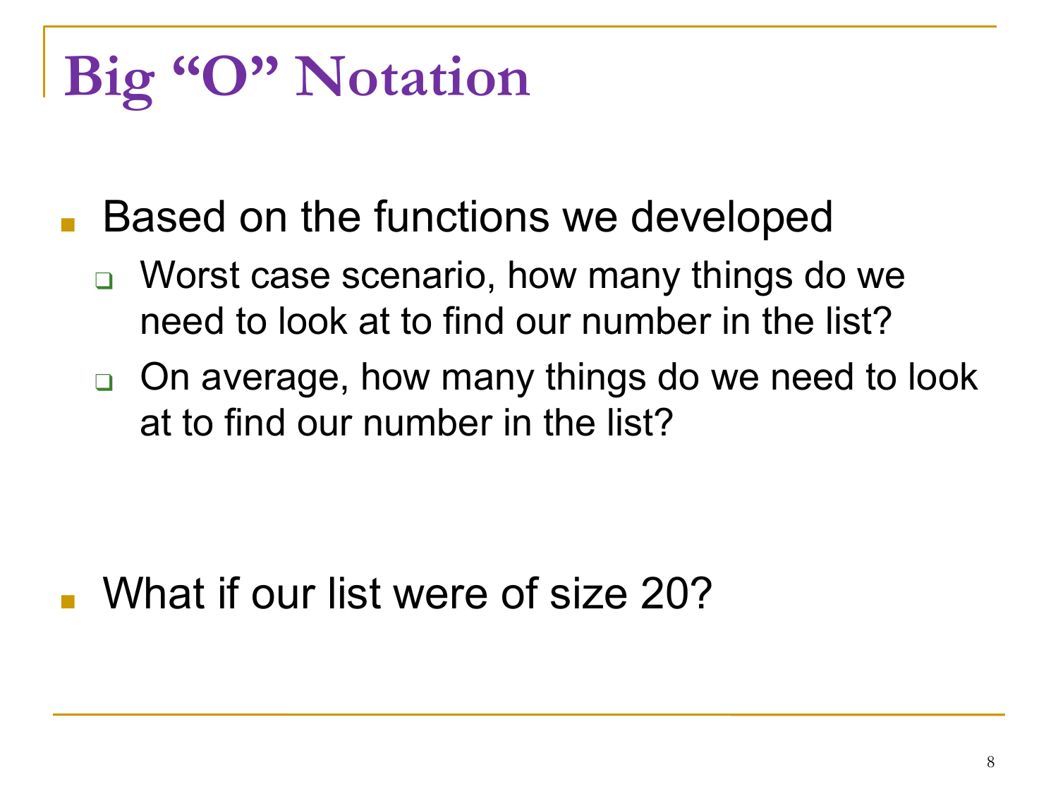# Big "O" Notation

- Based on the functions we developed
  - Worst case scenario, how many things do we need to look at to find our number in the list?
  - On average, how many things do we need to look at to find our number in the list?

- What if our list were of size 20?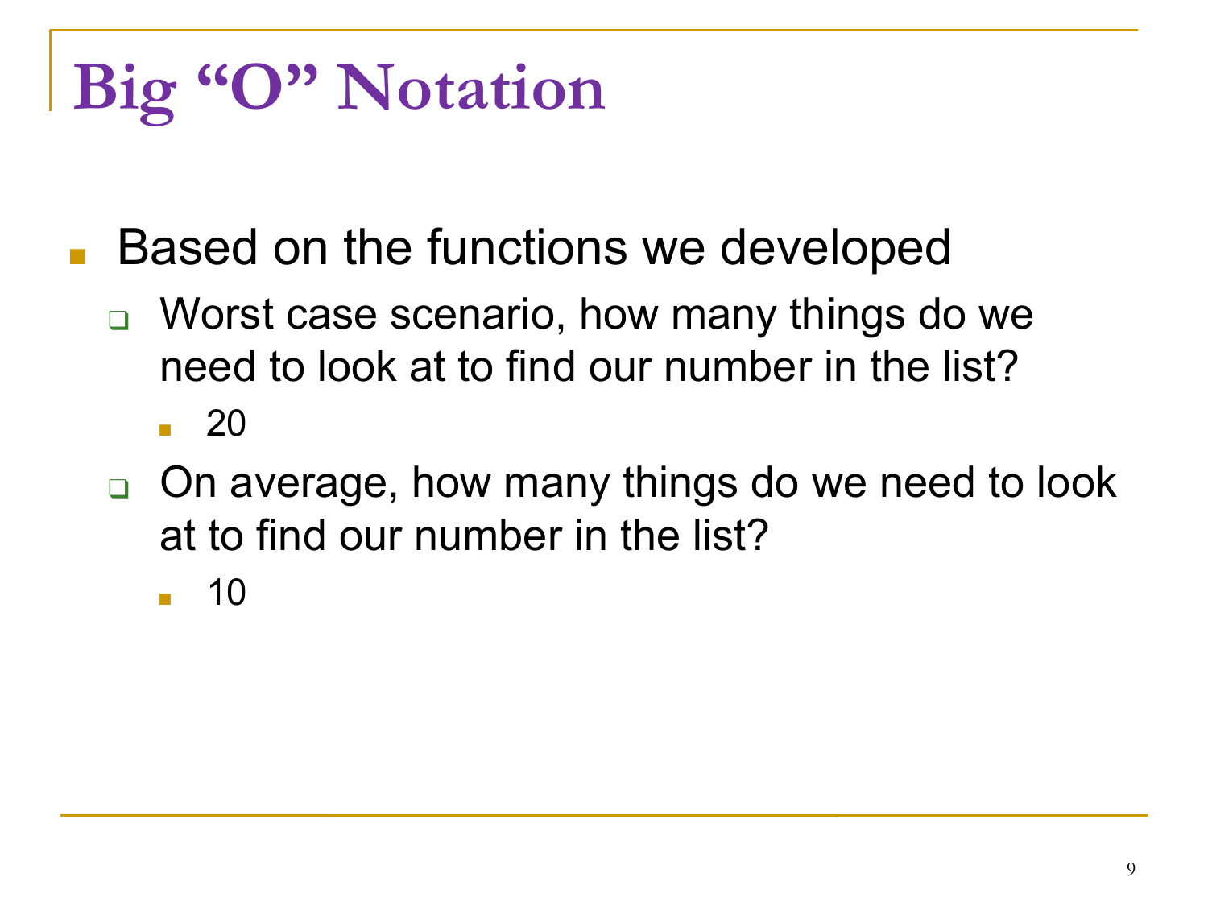# Big "O" Notation

- Based on the functions we developed
  - Worst case scenario, how many things do we need to look at to find our number in the list?
    - 20
  - On average, how many things do we need to look at to find our number in the list?
    - 10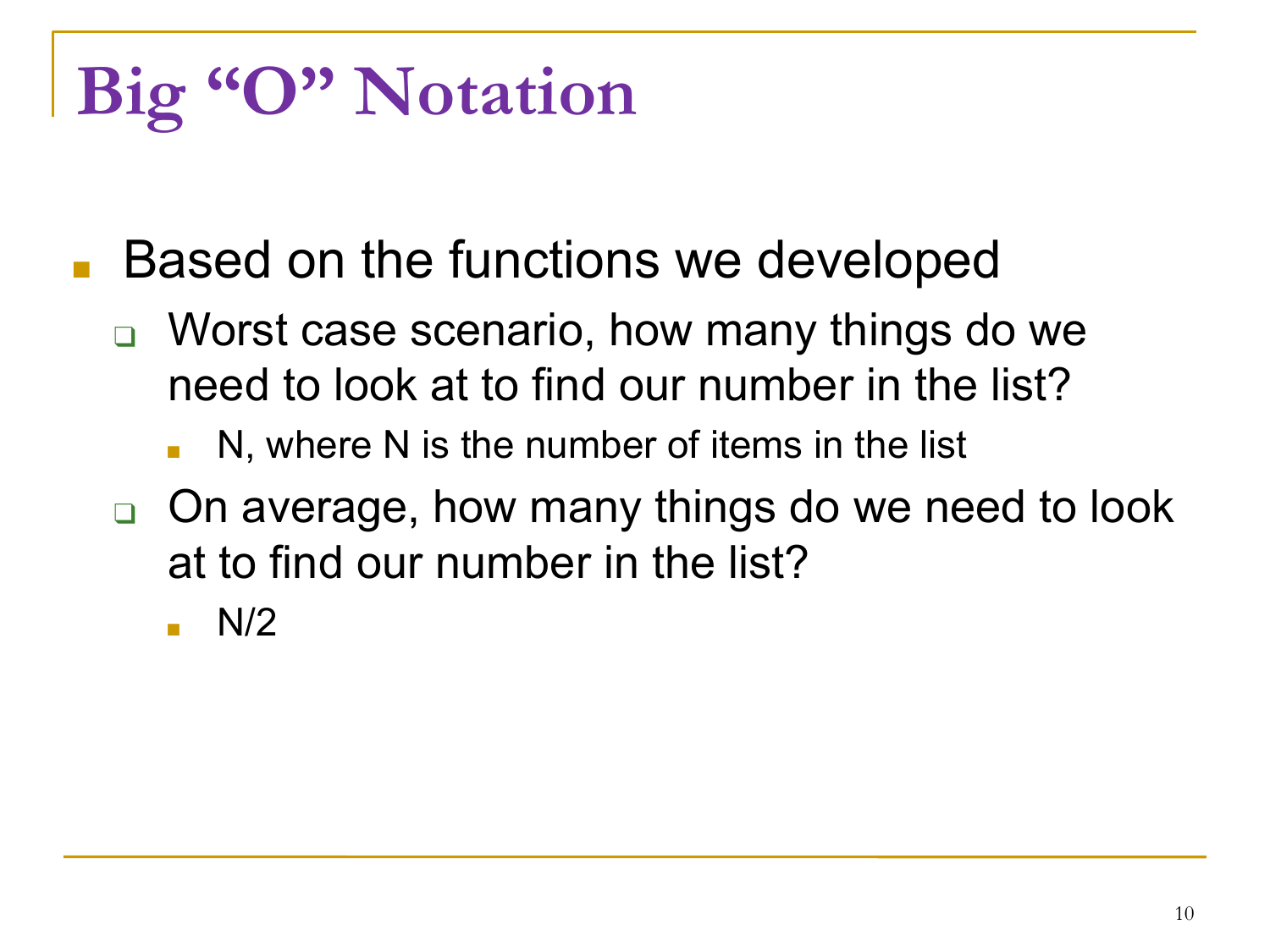# Big "O" Notation

- Based on the functions we developed
  - Worst case scenario, how many things do we need to look at to find our number in the list?
    - N, where N is the number of items in the list
  - On average, how many things do we need to look at to find our number in the list?
    - N/2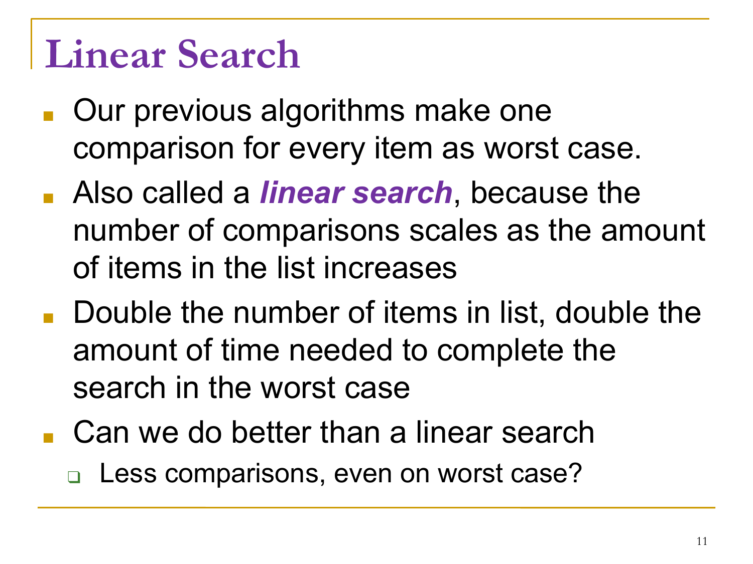# Linear Search

- Our previous algorithms make one comparison for every item as worst case.
- Also called a ***linear search***, because the number of comparisons scales as the amount of items in the list increases
- Double the number of items in list, double the amount of time needed to complete the search in the worst case
- Can we do better than a linear search
  - Less comparisons, even on worst case?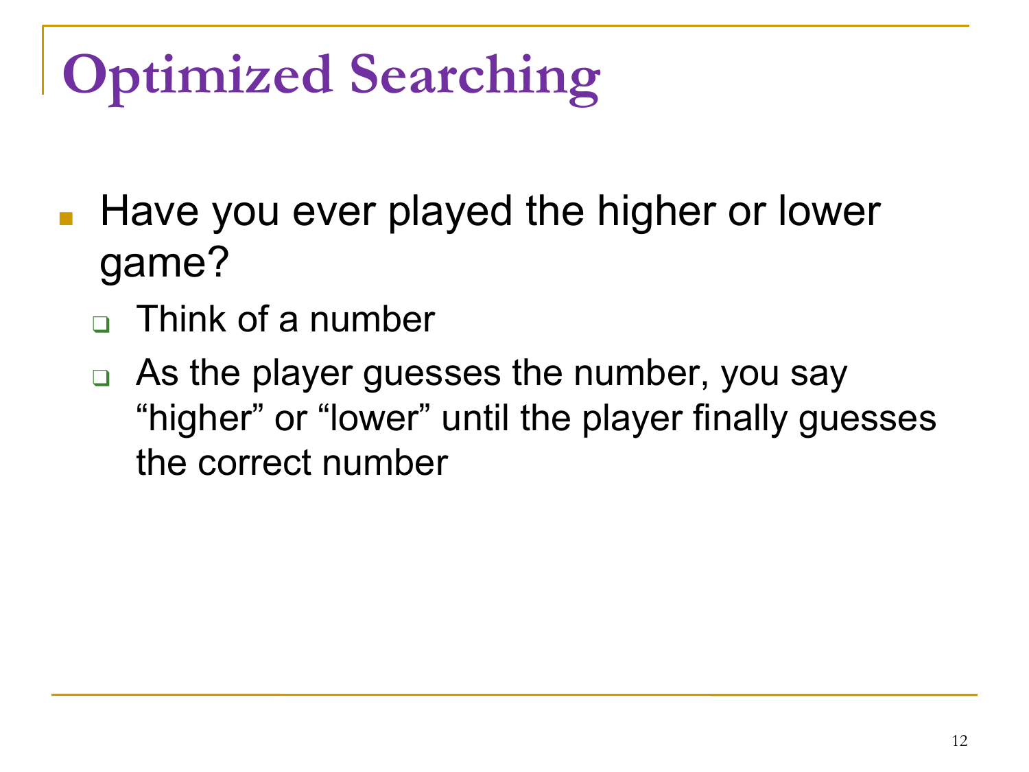# Optimized Searching

- Have you ever played the higher or lower game?
  - Think of a number
  - As the player guesses the number, you say “higher” or “lower” until the player finally guesses the correct number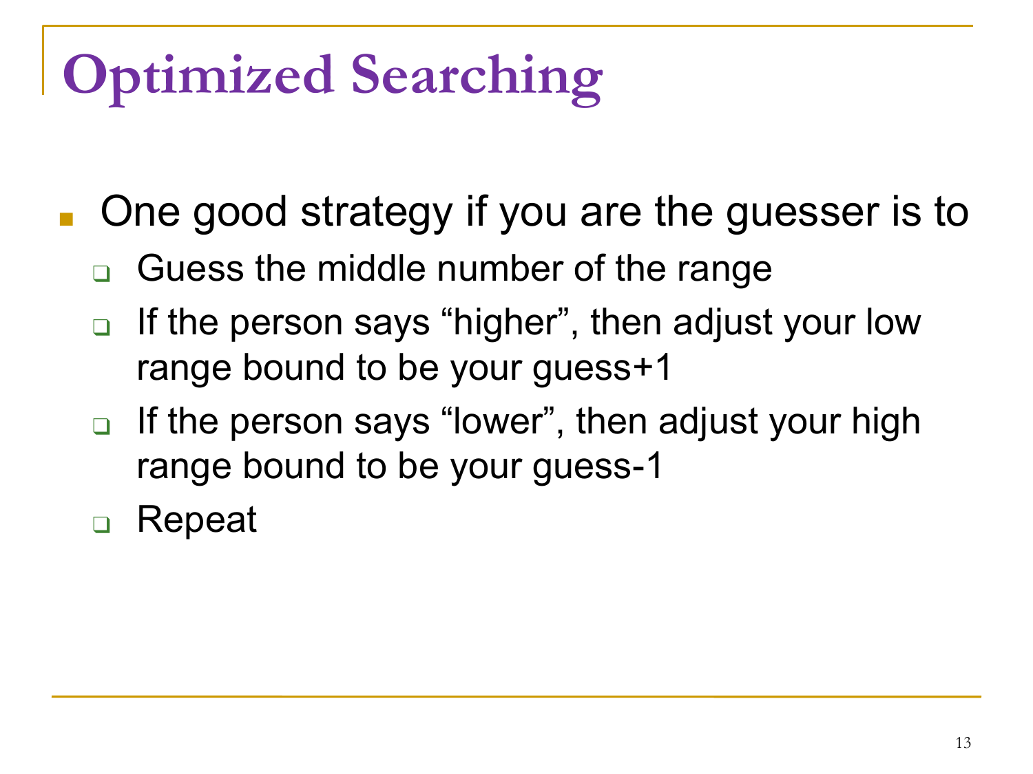# Optimized Searching

- One good strategy if you are the guesser is to
  - Guess the middle number of the range
  - If the person says “higher”, then adjust your low range bound to be your guess+1
  - If the person says “lower”, then adjust your high range bound to be your guess-1
  - Repeat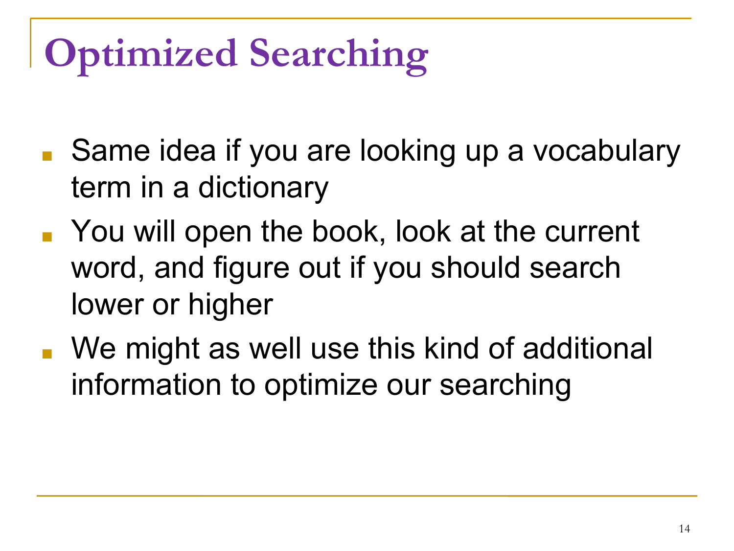# Optimized Searching

- Same idea if you are looking up a vocabulary term in a dictionary
- You will open the book, look at the current word, and figure out if you should search lower or higher
- We might as well use this kind of additional information to optimize our searching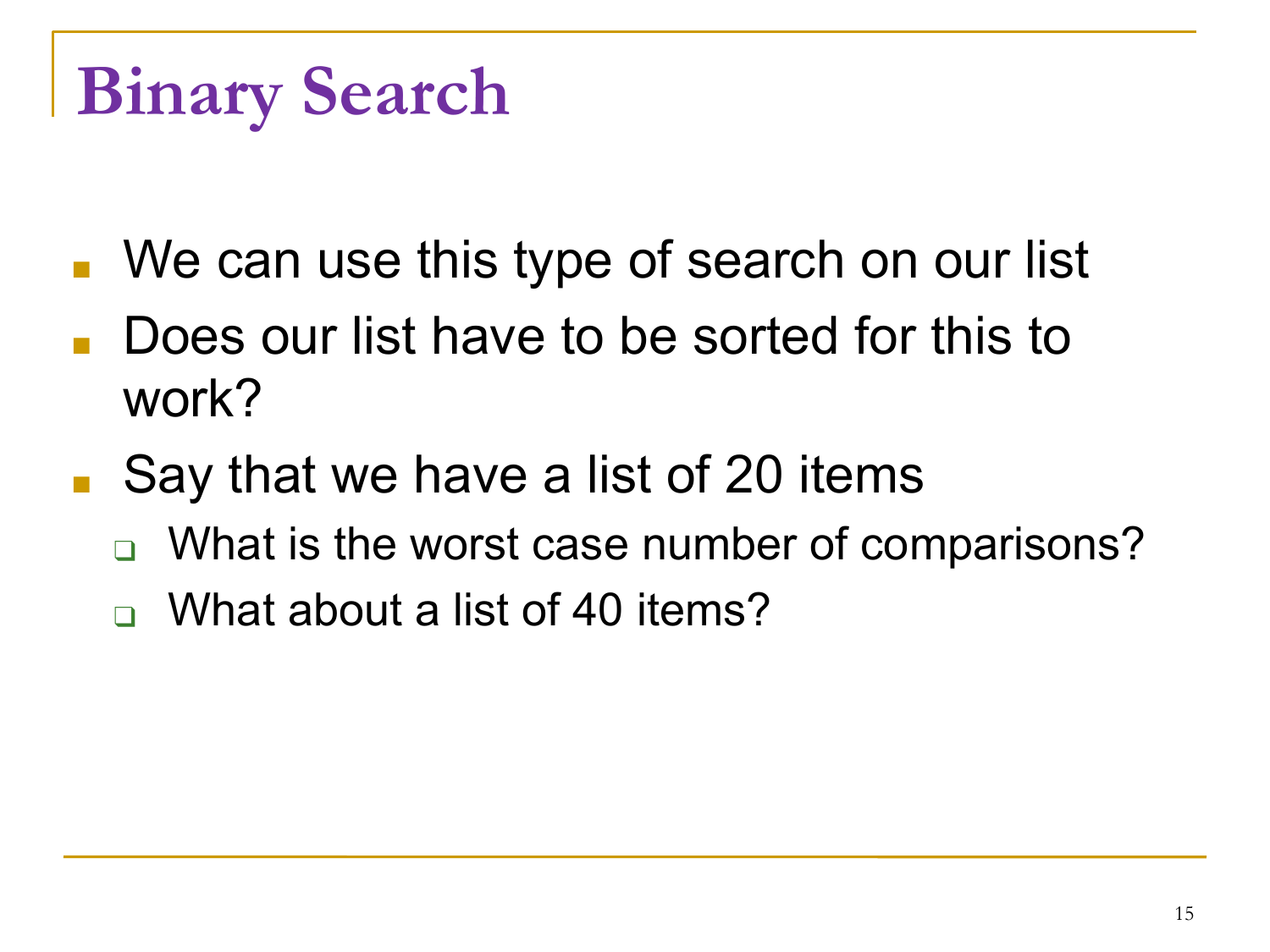# Binary Search

- We can use this type of search on our list
- Does our list have to be sorted for this to work?
- Say that we have a list of 20 items
  - What is the worst case number of comparisons?
  - What about a list of 40 items?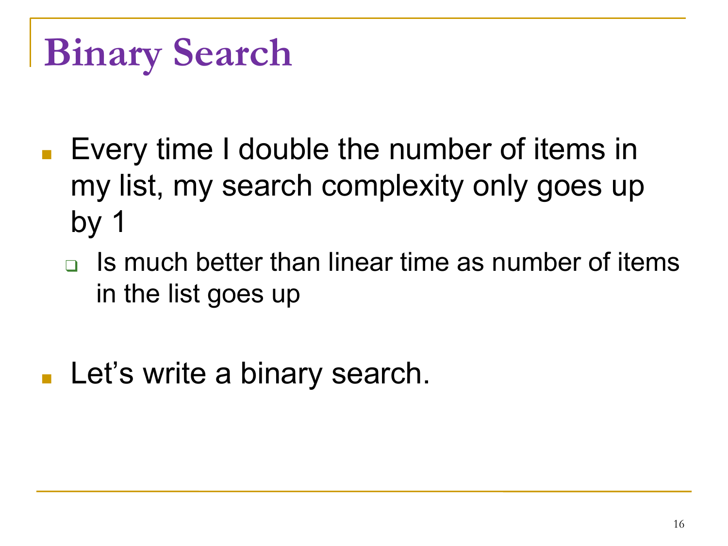# Binary Search

- Every time I double the number of items in my list, my search complexity only goes up by 1
  - Is much better than linear time as number of items in the list goes up

- Let's write a binary search.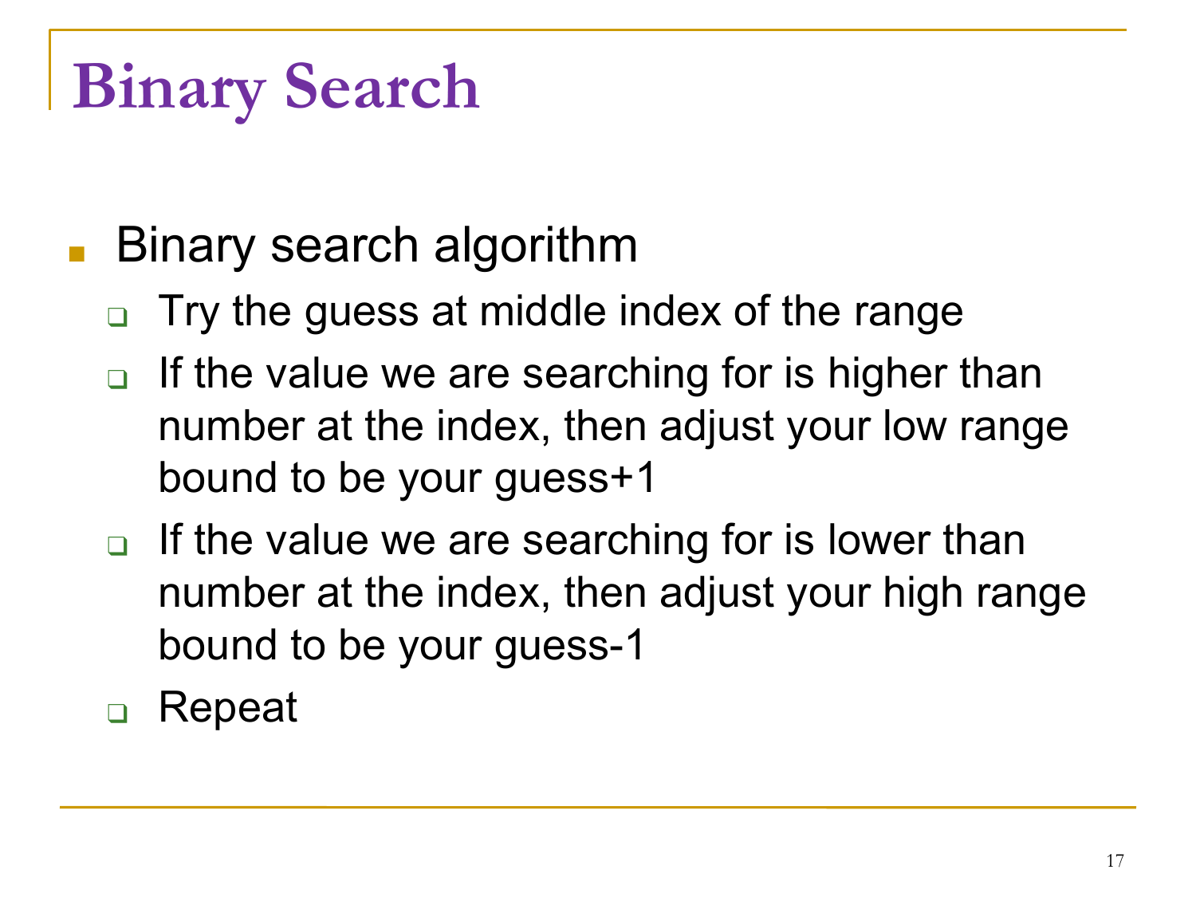# Binary Search

- Binary search algorithm
  - Try the guess at middle index of the range
  - If the value we are searching for is higher than number at the index, then adjust your low range bound to be your guess+1
  - If the value we are searching for is lower than number at the index, then adjust your high range bound to be your guess-1
  - Repeat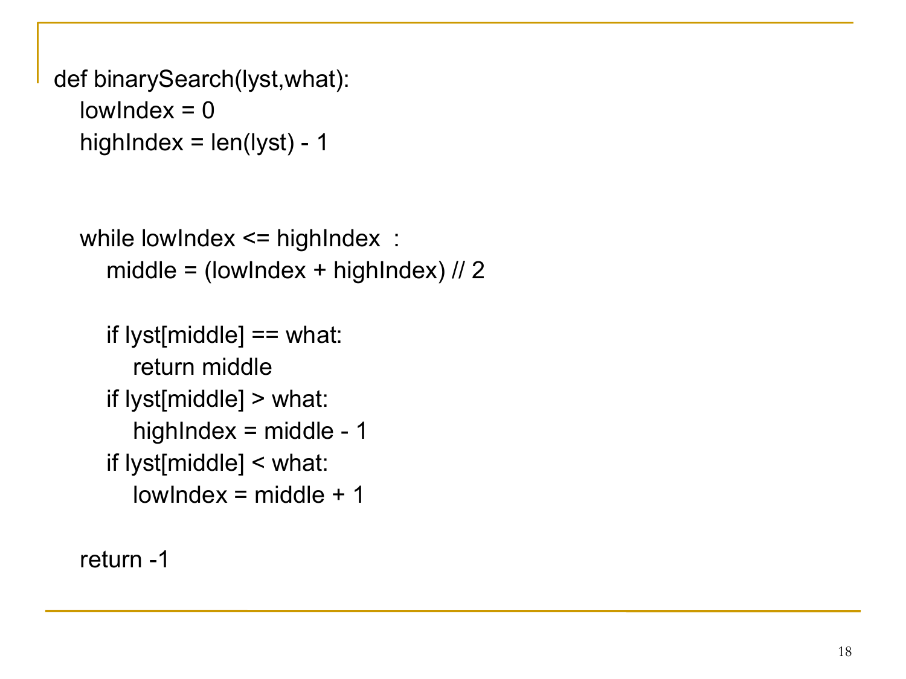```
def binarySearch(lyst,what):
   lowIndex = 0
   highIndex = len(lyst) - 1


   while lowIndex <= highIndex  :
      middle = (lowIndex + highIndex) // 2

      if lyst[middle] == what:
         return middle
      if lyst[middle] > what:
         highIndex = middle - 1
      if lyst[middle] < what:
         lowIndex = middle + 1

   return -1
```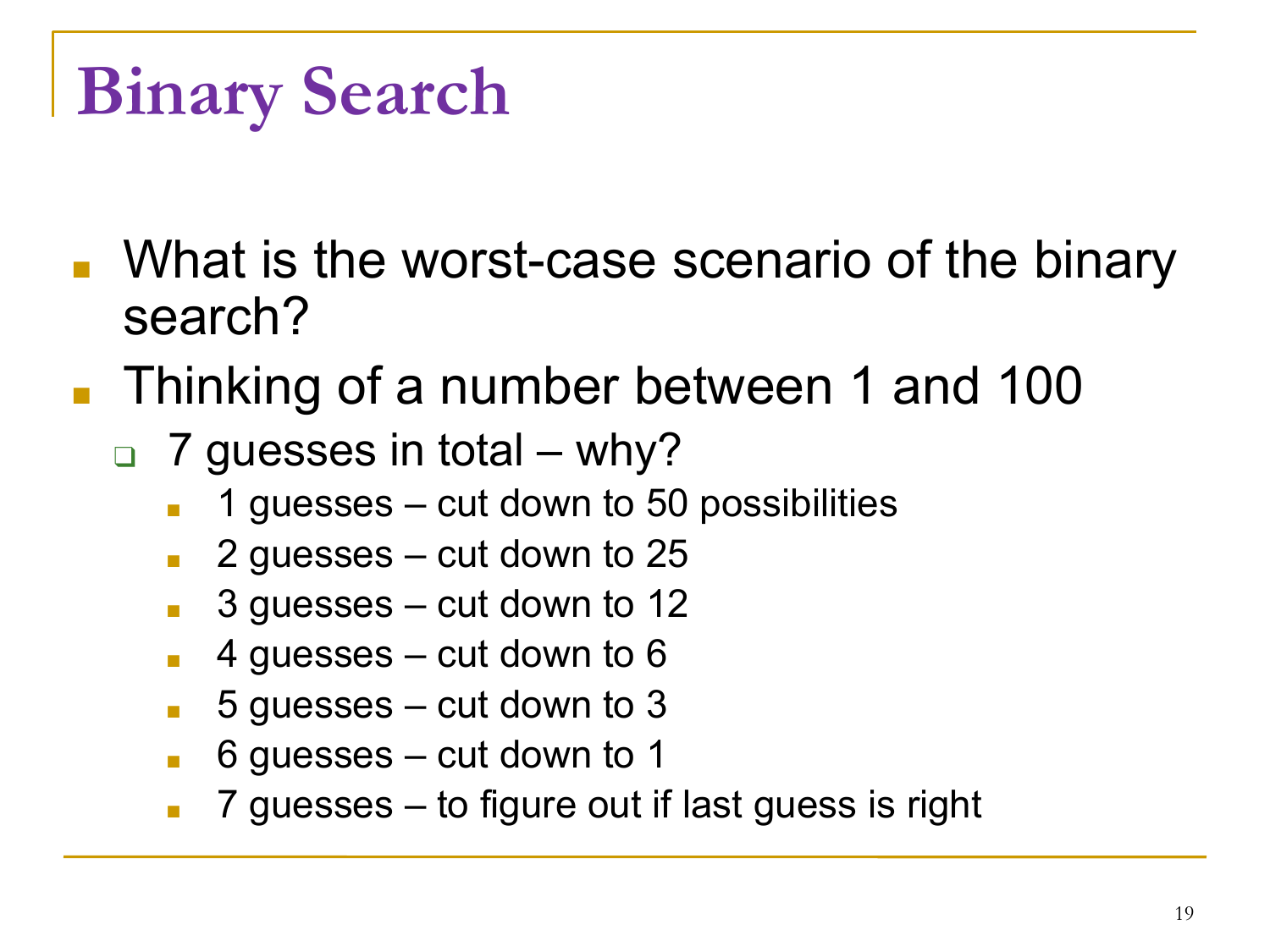# Binary Search

- What is the worst-case scenario of the binary search?
- Thinking of a number between 1 and 100
  - 7 guesses in total – why?
    - 1 guesses – cut down to 50 possibilities
    - 2 guesses – cut down to 25
    - 3 guesses – cut down to 12
    - 4 guesses – cut down to 6
    - 5 guesses – cut down to 3
    - 6 guesses – cut down to 1
    - 7 guesses – to figure out if last guess is right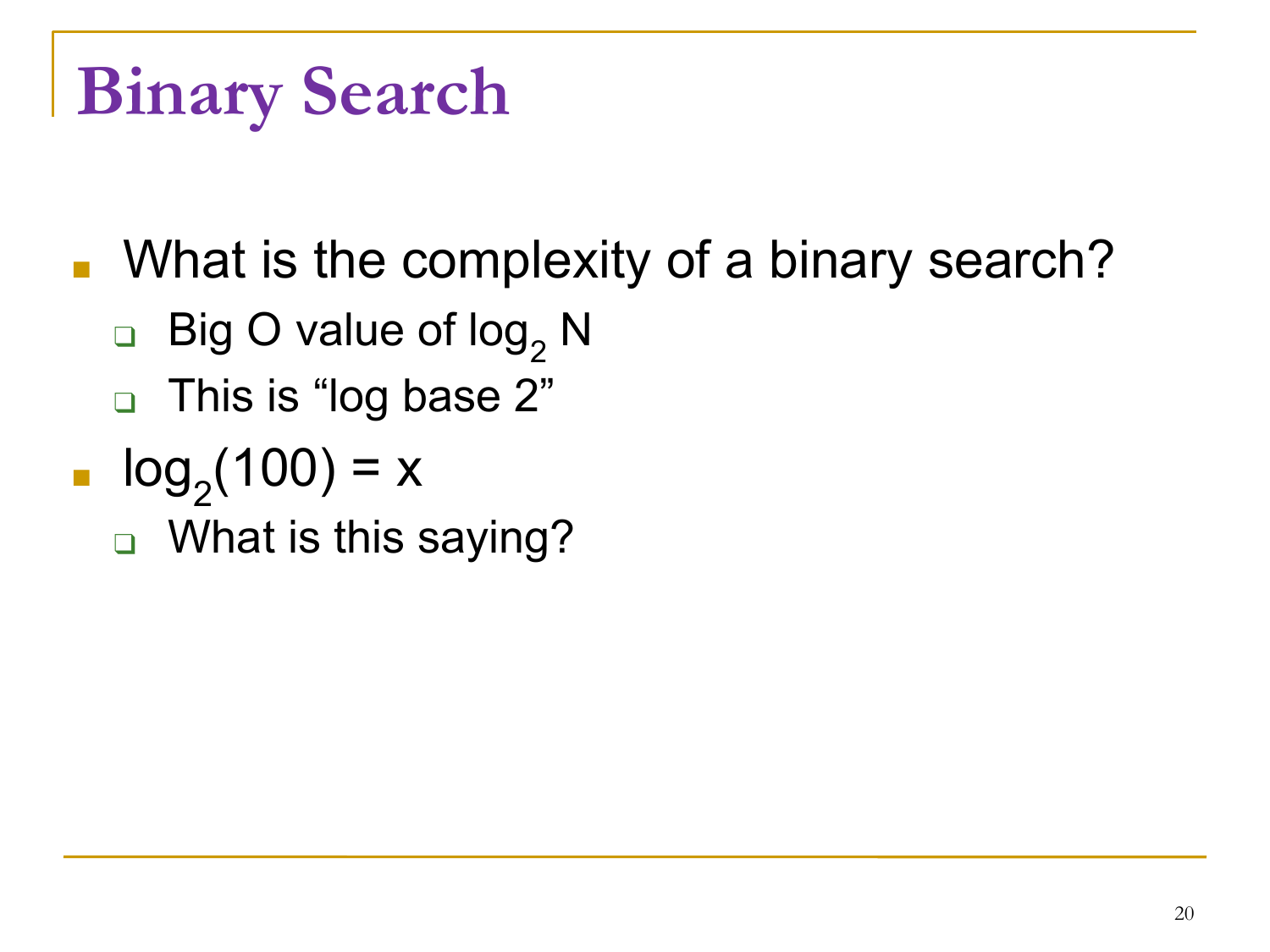# Binary Search

- What is the complexity of a binary search?
  - Big O value of $\log_2 N$
  - This is “log base 2”
- $\log_2(100) = x$
  - What is this saying?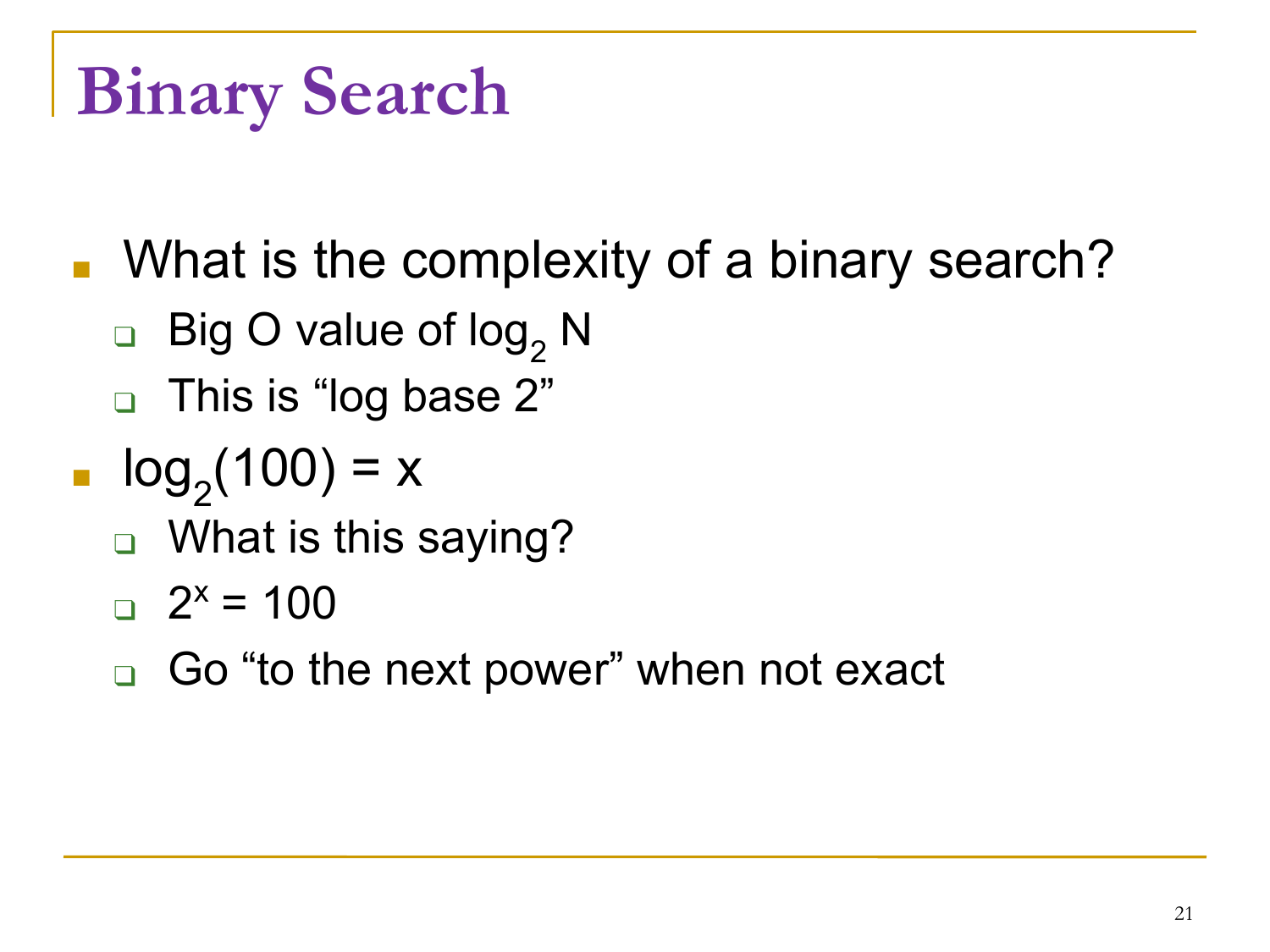# Binary Search

- What is the complexity of a binary search?
  - Big O value of $\log_2 N$
  - This is "log base 2"
- $\log_2(100) = x$
  - What is this saying?
  - $2^x = 100$
  - Go "to the next power" when not exact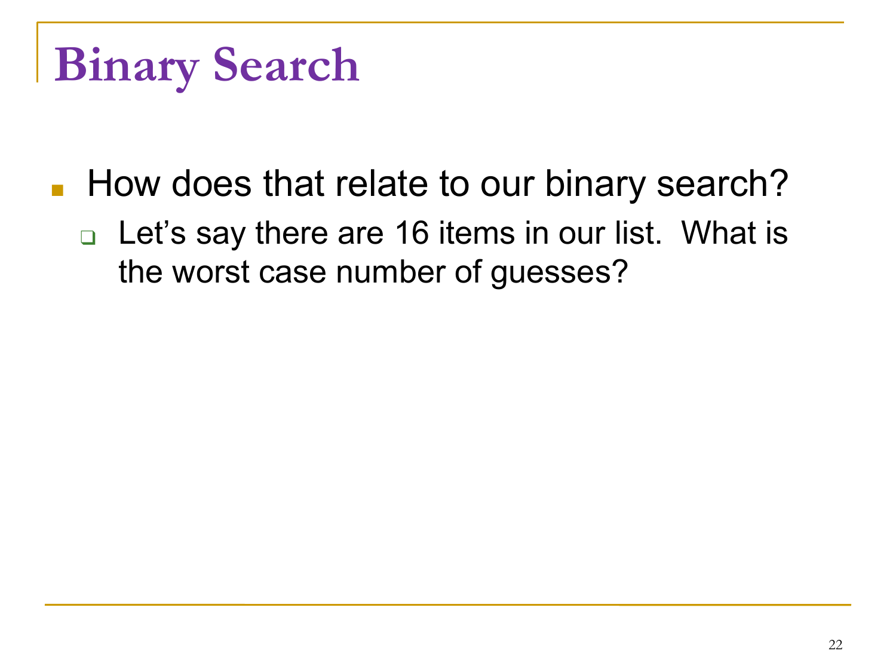# Binary Search

- How does that relate to our binary search?
  - Let's say there are 16 items in our list. What is the worst case number of guesses?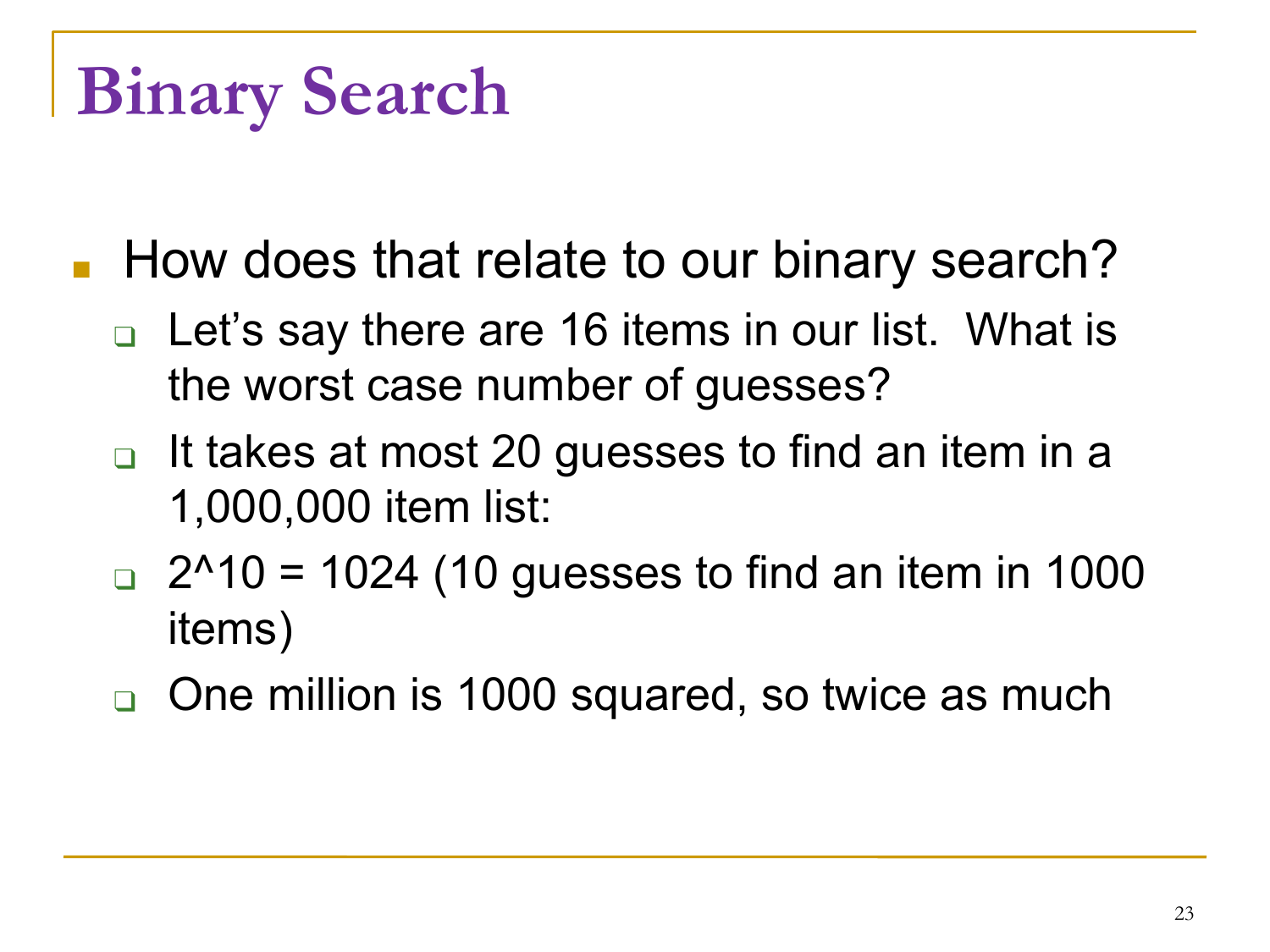# Binary Search

- How does that relate to our binary search?
  - Let's say there are 16 items in our list. What is the worst case number of guesses?
  - It takes at most 20 guesses to find an item in a 1,000,000 item list:
  - 2^10 = 1024 (10 guesses to find an item in 1000 items)
  - One million is 1000 squared, so twice as much